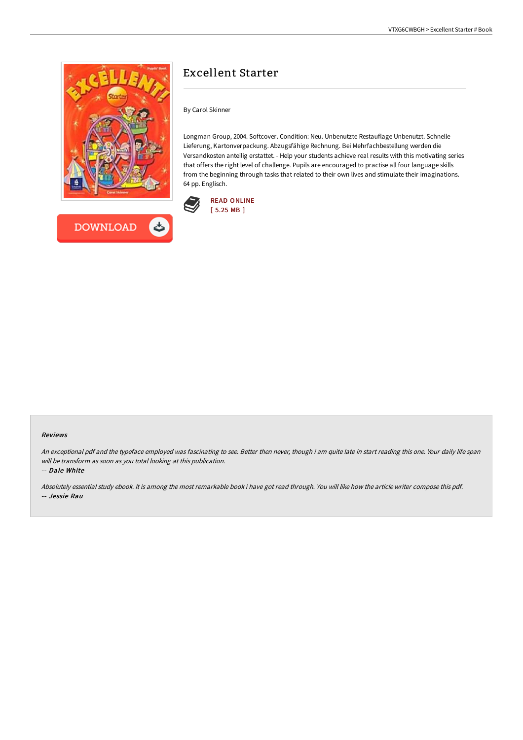# Excellent Starter

By Carol Skinner

Longman Group, 2004. Softcover. Condition: Neu. Unbenutzte Restauflage Unbenutzt. Schnelle Lieferung, Kartonverpackung. Abzugsfähige Rechnung. Bei Mehrfachbestellung werden die Versandkosten anteilig erstattet. - Help your students achieve real results with this motivating series that offers the right level of challenge. Pupils are encouraged to practise all four language skills from the beginning through tasks that related to their own lives and stimulate their imaginations. 64 pp. Englisch.

READ ONLINE
[ 5.25 MB ]

DOWNLOAD

### Reviews

*An exceptional pdf and the typeface employed was fascinating to see. Better then never, though i am quite late in start reading this one. Your daily life span will be transform as soon as you total looking at this publication.*

*-- Dale White*

*Absolutely essential study ebook. It is among the most remarkable book i have got read through. You will like how the article writer compose this pdf.*

*-- Jessie Rau*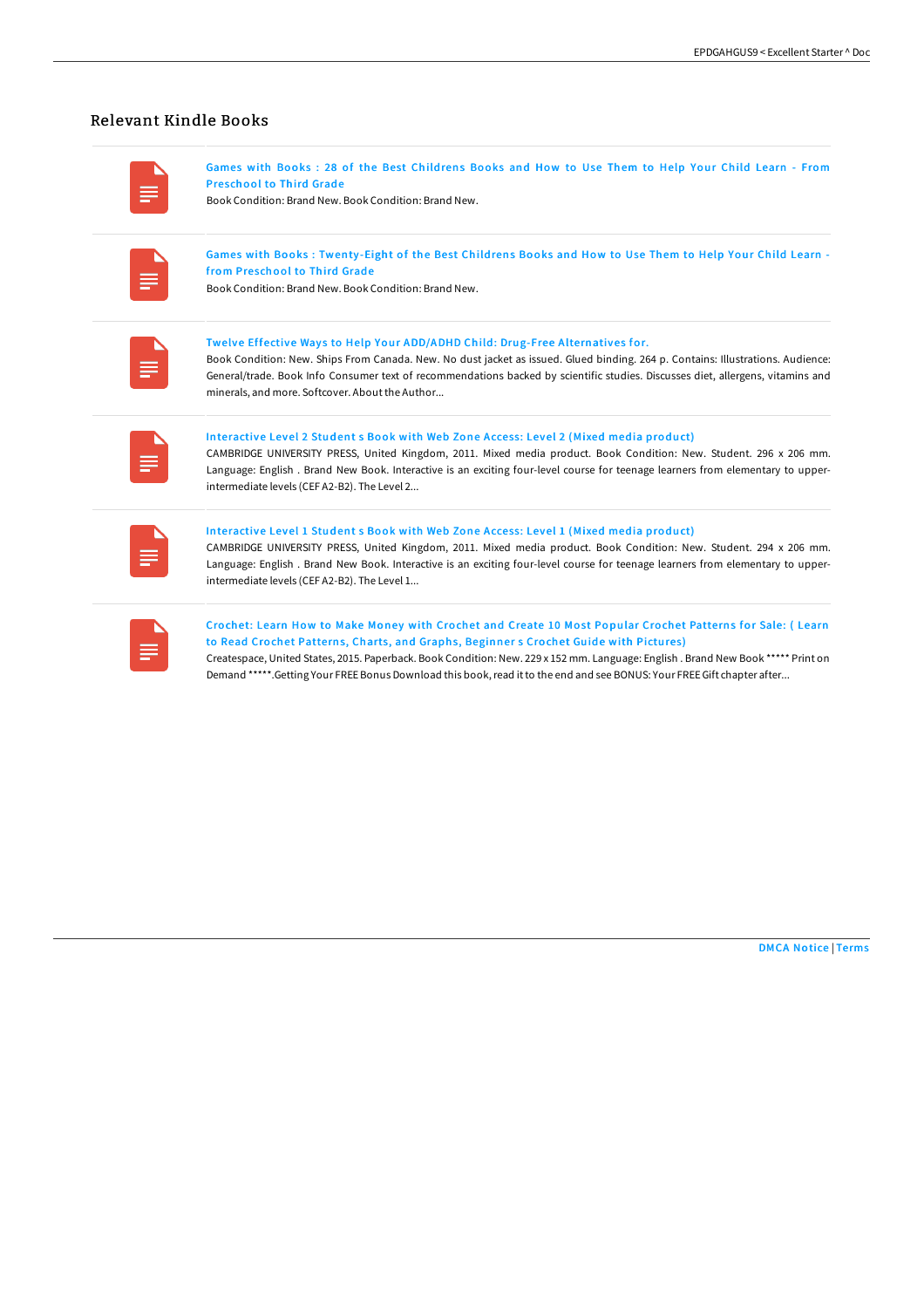## Relevant Kindle Books

Games with Books : 28 of the Best Childrens Books and How to Use Them to Help Your Child Learn - From Preschool to Third Grade

Book Condition: Brand New. Book Condition: Brand New.

Games with Books : Twenty-Eight of the Best Childrens Books and How to Use Them to Help Your Child Learn - from Preschool to Third Grade

Book Condition: Brand New. Book Condition: Brand New.

Twelve Effective Ways to Help Your ADD/ADHD Child: Drug-Free Alternatives for.

Book Condition: New. Ships From Canada. New. No dust jacket as issued. Glued binding. 264 p. Contains: Illustrations. Audience: General/trade. Book Info Consumer text of recommendations backed by scientific studies. Discusses diet, allergens, vitamins and minerals, and more. Softcover. About the Author...

Interactive Level 2 Student s Book with Web Zone Access: Level 2 (Mixed media product)

CAMBRIDGE UNIVERSITY PRESS, United Kingdom, 2011. Mixed media product. Book Condition: New. Student. 296 x 206 mm. Language: English . Brand New Book. Interactive is an exciting four-level course for teenage learners from elementary to upper-intermediate levels (CEF A2-B2). The Level 2...

Interactive Level 1 Student s Book with Web Zone Access: Level 1 (Mixed media product)

CAMBRIDGE UNIVERSITY PRESS, United Kingdom, 2011. Mixed media product. Book Condition: New. Student. 294 x 206 mm. Language: English . Brand New Book. Interactive is an exciting four-level course for teenage learners from elementary to upper-intermediate levels (CEF A2-B2). The Level 1...

Crochet: Learn How to Make Money with Crochet and Create 10 Most Popular Crochet Patterns for Sale: ( Learn to Read Crochet Patterns, Charts, and Graphs, Beginner s Crochet Guide with Pictures)

Createspace, United States, 2015. Paperback. Book Condition: New. 229 x 152 mm. Language: English . Brand New Book ***** Print on Demand *****.Getting Your FREE Bonus Download this book, read it to the end and see BONUS: Your FREE Gift chapter after...